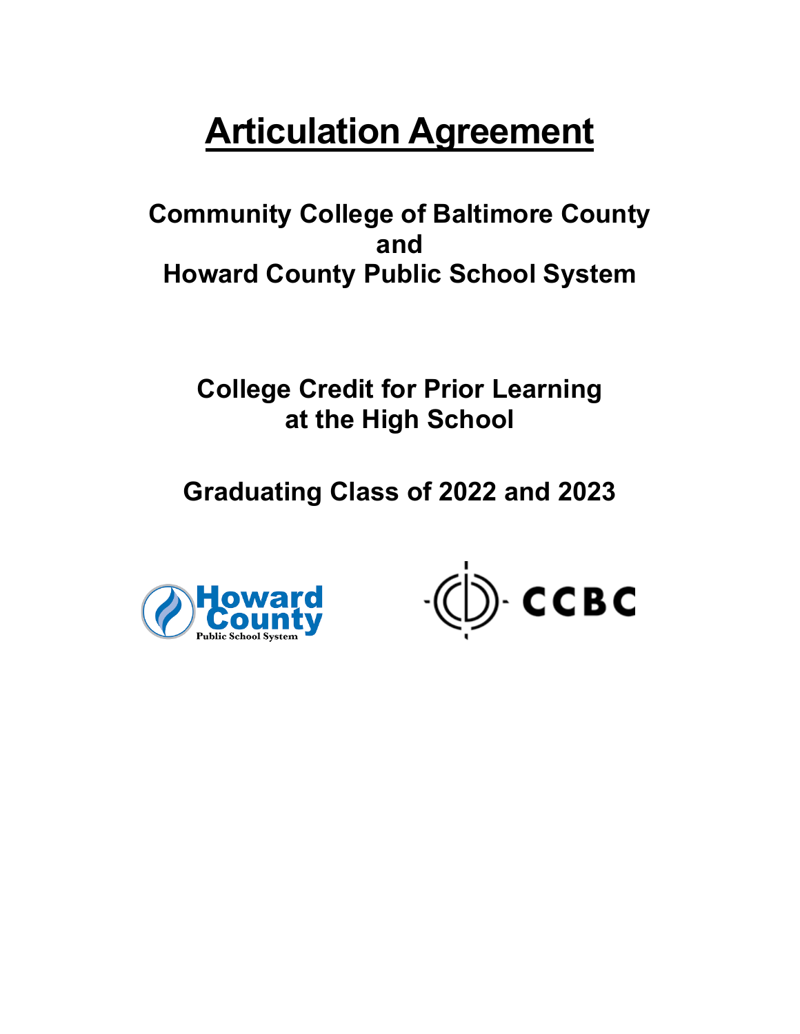# Articulation Agreement

## Community College of Baltimore County
## and
## Howard County Public School System

## College Credit for Prior Learning
## at the High School

## Graduating Class of 2022 and 2023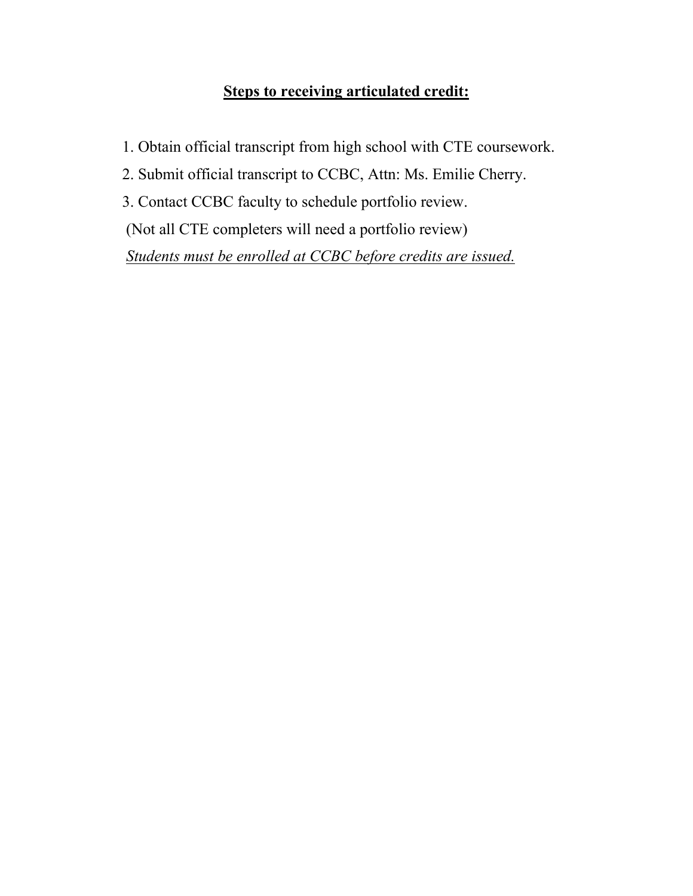## <u>Steps to receiving articulated credit:</u>

1. Obtain official transcript from high school with CTE coursework.
2. Submit official transcript to CCBC, Attn: Ms. Emilie Cherry.
3. Contact CCBC faculty to schedule portfolio review.

(Not all CTE completers will need a portfolio review)

<u>*Students must be enrolled at CCBC before credits are issued.*</u>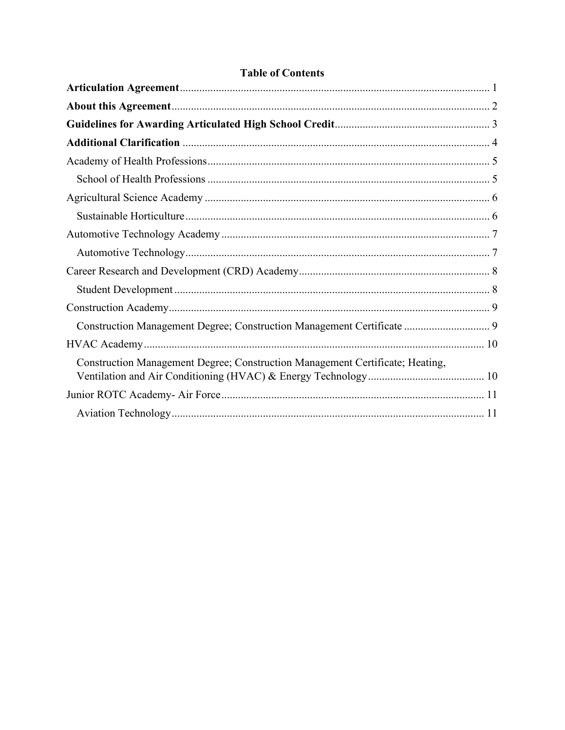# Table of Contents

**Articulation Agreement** ..... 1

**About this Agreement** ..... 2

**Guidelines for Awarding Articulated High School Credit** ..... 3

**Additional Clarification** ..... 4

Academy of Health Professions ..... 5

- School of Health Professions ..... 5

Agricultural Science Academy ..... 6

- Sustainable Horticulture ..... 6

Automotive Technology Academy ..... 7

- Automotive Technology ..... 7

Career Research and Development (CRD) Academy ..... 8

- Student Development ..... 8

Construction Academy ..... 9

- Construction Management Degree; Construction Management Certificate ..... 9

HVAC Academy ..... 10

- Construction Management Degree; Construction Management Certificate; Heating, Ventilation and Air Conditioning (HVAC) & Energy Technology ..... 10

Junior ROTC Academy- Air Force ..... 11

- Aviation Technology ..... 11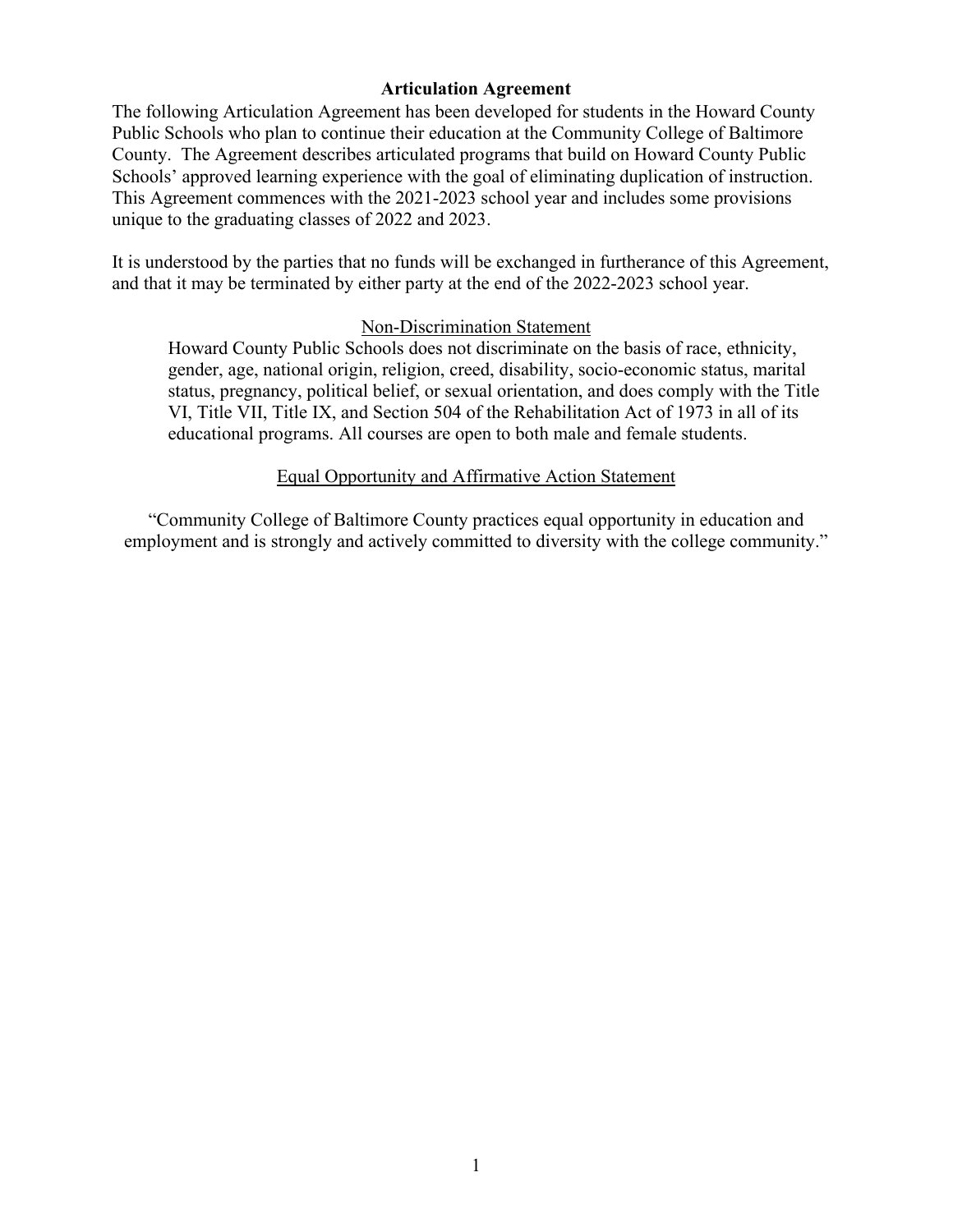# Articulation Agreement

The following Articulation Agreement has been developed for students in the Howard County Public Schools who plan to continue their education at the Community College of Baltimore County. The Agreement describes articulated programs that build on Howard County Public Schools' approved learning experience with the goal of eliminating duplication of instruction. This Agreement commences with the 2021-2023 school year and includes some provisions unique to the graduating classes of 2022 and 2023.

It is understood by the parties that no funds will be exchanged in furtherance of this Agreement, and that it may be terminated by either party at the end of the 2022-2023 school year.

<u>Non-Discrimination Statement</u>

Howard County Public Schools does not discriminate on the basis of race, ethnicity, gender, age, national origin, religion, creed, disability, socio-economic status, marital status, pregnancy, political belief, or sexual orientation, and does comply with the Title VI, Title VII, Title IX, and Section 504 of the Rehabilitation Act of 1973 in all of its educational programs. All courses are open to both male and female students.

<u>Equal Opportunity and Affirmative Action Statement</u>

"Community College of Baltimore County practices equal opportunity in education and employment and is strongly and actively committed to diversity with the college community."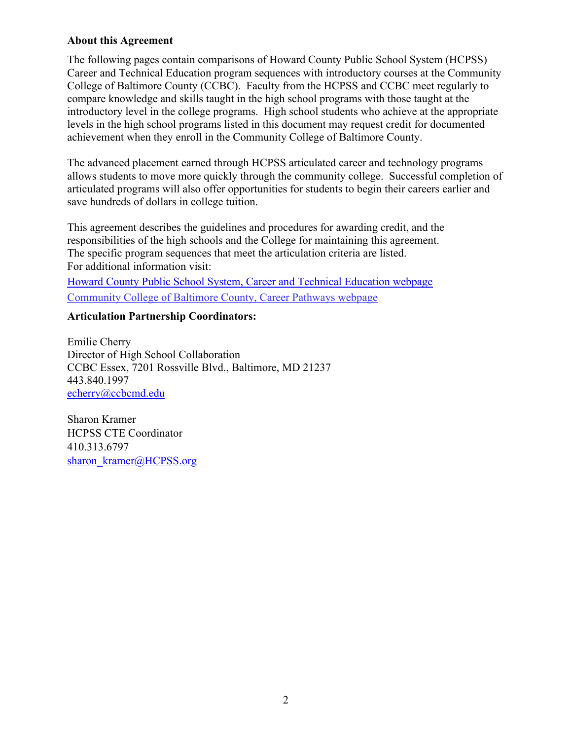**About this Agreement**

The following pages contain comparisons of Howard County Public School System (HCPSS) Career and Technical Education program sequences with introductory courses at the Community College of Baltimore County (CCBC). Faculty from the HCPSS and CCBC meet regularly to compare knowledge and skills taught in the high school programs with those taught at the introductory level in the college programs. High school students who achieve at the appropriate levels in the high school programs listed in this document may request credit for documented achievement when they enroll in the Community College of Baltimore County.

The advanced placement earned through HCPSS articulated career and technology programs allows students to move more quickly through the community college. Successful completion of articulated programs will also offer opportunities for students to begin their careers earlier and save hundreds of dollars in college tuition.

This agreement describes the guidelines and procedures for awarding credit, and the responsibilities of the high schools and the College for maintaining this agreement. The specific program sequences that meet the articulation criteria are listed.
For additional information visit:

Howard County Public School System, Career and Technical Education webpage

Community College of Baltimore County, Career Pathways webpage

**Articulation Partnership Coordinators:**

Emilie Cherry
Director of High School Collaboration
CCBC Essex, 7201 Rossville Blvd., Baltimore, MD 21237
443.840.1997
echerry@ccbcmd.edu

Sharon Kramer
HCPSS CTE Coordinator
410.313.6797
sharon_kramer@HCPSS.org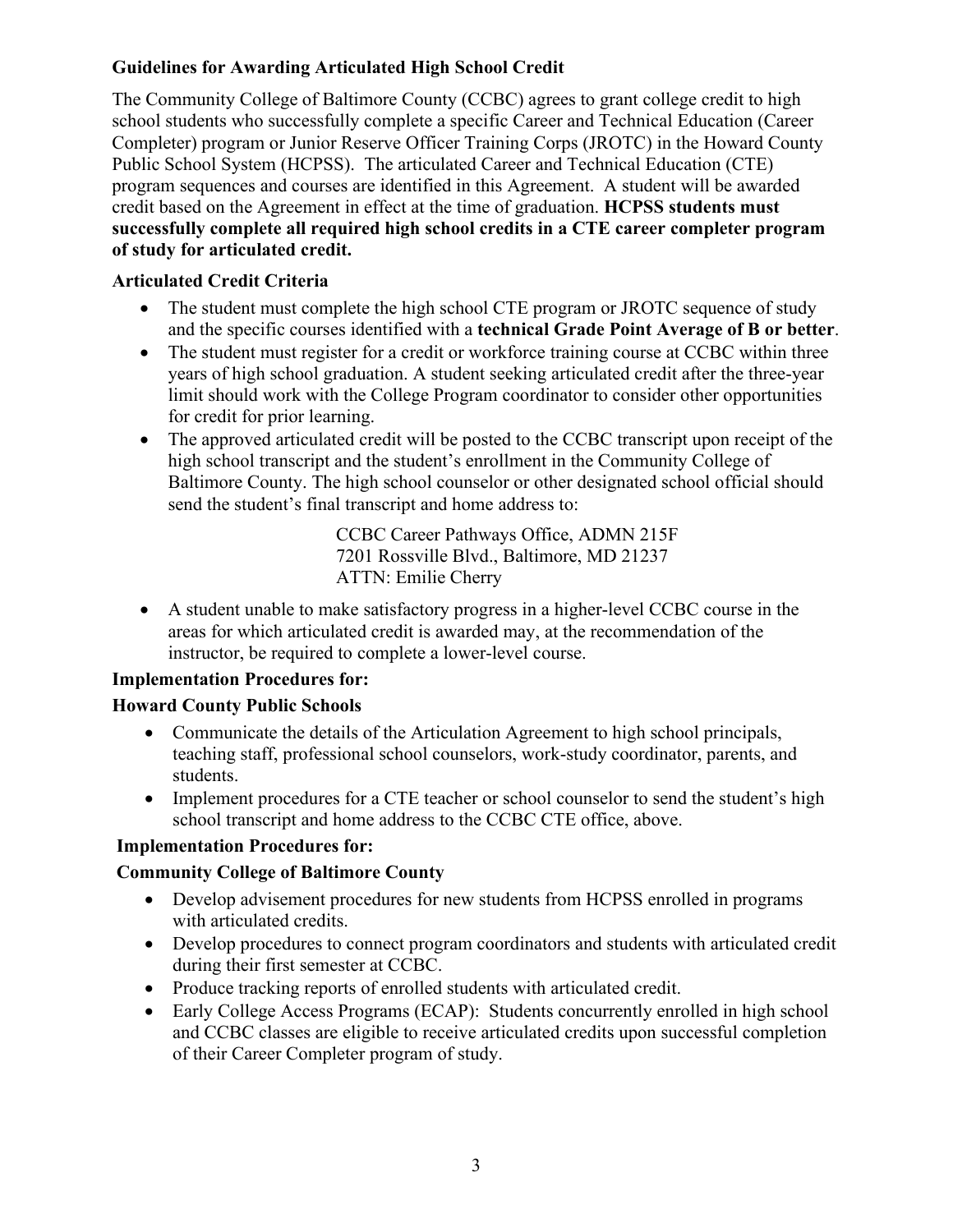### Guidelines for Awarding Articulated High School Credit

The Community College of Baltimore County (CCBC) agrees to grant college credit to high school students who successfully complete a specific Career and Technical Education (Career Completer) program or Junior Reserve Officer Training Corps (JROTC) in the Howard County Public School System (HCPSS). The articulated Career and Technical Education (CTE) program sequences and courses are identified in this Agreement. A student will be awarded credit based on the Agreement in effect at the time of graduation. **HCPSS students must successfully complete all required high school credits in a CTE career completer program of study for articulated credit.**

### Articulated Credit Criteria

- The student must complete the high school CTE program or JROTC sequence of study and the specific courses identified with a **technical Grade Point Average of B or better**.
- The student must register for a credit or workforce training course at CCBC within three years of high school graduation. A student seeking articulated credit after the three-year limit should work with the College Program coordinator to consider other opportunities for credit for prior learning.
- The approved articulated credit will be posted to the CCBC transcript upon receipt of the high school transcript and the student's enrollment in the Community College of Baltimore County. The high school counselor or other designated school official should send the student's final transcript and home address to:

  CCBC Career Pathways Office, ADMN 215F
  7201 Rossville Blvd., Baltimore, MD 21237
  ATTN: Emilie Cherry

- A student unable to make satisfactory progress in a higher-level CCBC course in the areas for which articulated credit is awarded may, at the recommendation of the instructor, be required to complete a lower-level course.

### Implementation Procedures for:

### Howard County Public Schools

- Communicate the details of the Articulation Agreement to high school principals, teaching staff, professional school counselors, work-study coordinator, parents, and students.
- Implement procedures for a CTE teacher or school counselor to send the student's high school transcript and home address to the CCBC CTE office, above.

### Implementation Procedures for:

### Community College of Baltimore County

- Develop advisement procedures for new students from HCPSS enrolled in programs with articulated credits.
- Develop procedures to connect program coordinators and students with articulated credit during their first semester at CCBC.
- Produce tracking reports of enrolled students with articulated credit.
- Early College Access Programs (ECAP): Students concurrently enrolled in high school and CCBC classes are eligible to receive articulated credits upon successful completion of their Career Completer program of study.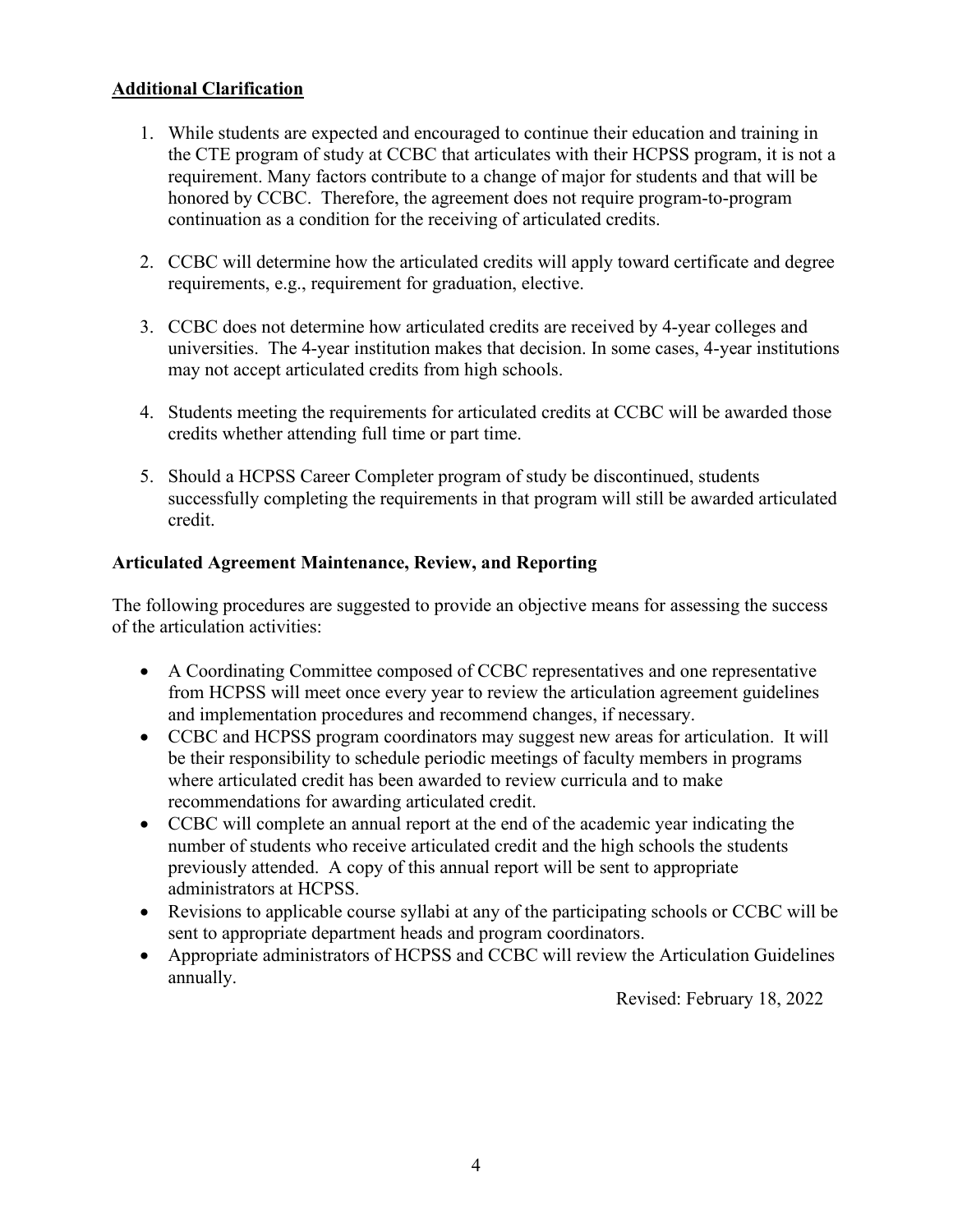## <u>Additional Clarification</u>

1. While students are expected and encouraged to continue their education and training in the CTE program of study at CCBC that articulates with their HCPSS program, it is not a requirement. Many factors contribute to a change of major for students and that will be honored by CCBC. Therefore, the agreement does not require program-to-program continuation as a condition for the receiving of articulated credits.

2. CCBC will determine how the articulated credits will apply toward certificate and degree requirements, e.g., requirement for graduation, elective.

3. CCBC does not determine how articulated credits are received by 4-year colleges and universities. The 4-year institution makes that decision. In some cases, 4-year institutions may not accept articulated credits from high schools.

4. Students meeting the requirements for articulated credits at CCBC will be awarded those credits whether attending full time or part time.

5. Should a HCPSS Career Completer program of study be discontinued, students successfully completing the requirements in that program will still be awarded articulated credit.

## Articulated Agreement Maintenance, Review, and Reporting

The following procedures are suggested to provide an objective means for assessing the success of the articulation activities:

- A Coordinating Committee composed of CCBC representatives and one representative from HCPSS will meet once every year to review the articulation agreement guidelines and implementation procedures and recommend changes, if necessary.
- CCBC and HCPSS program coordinators may suggest new areas for articulation. It will be their responsibility to schedule periodic meetings of faculty members in programs where articulated credit has been awarded to review curricula and to make recommendations for awarding articulated credit.
- CCBC will complete an annual report at the end of the academic year indicating the number of students who receive articulated credit and the high schools the students previously attended. A copy of this annual report will be sent to appropriate administrators at HCPSS.
- Revisions to applicable course syllabi at any of the participating schools or CCBC will be sent to appropriate department heads and program coordinators.
- Appropriate administrators of HCPSS and CCBC will review the Articulation Guidelines annually.

Revised: February 18, 2022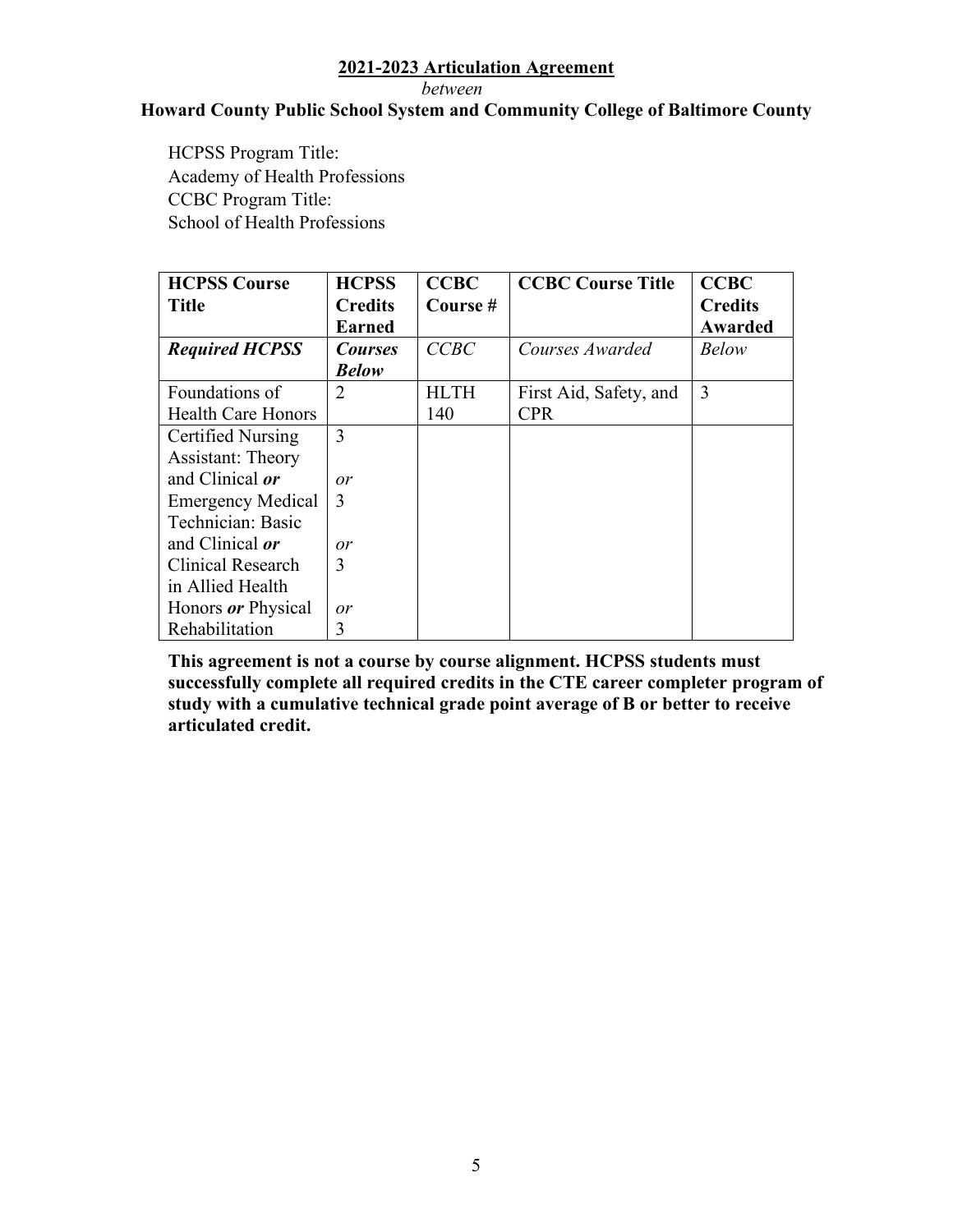**2021-2023 Articulation Agreement**

*between*

**Howard County Public School System and Community College of Baltimore County**

HCPSS Program Title:
Academy of Health Professions
CCBC Program Title:
School of Health Professions

| HCPSS Course Title | HCPSS Credits Earned | CCBC Course # | CCBC Course Title | CCBC Credits Awarded |
|---|---|---|---|---|
| ***Required HCPSS*** | ***Courses Below*** | *CCBC* | *Courses Awarded* | *Below* |
| Foundations of Health Care Honors | 2 | HLTH 140 | First Aid, Safety, and CPR | 3 |
| Certified Nursing Assistant: Theory and Clinical ***or*** Emergency Medical Technician: Basic and Clinical ***or*** Clinical Research in Allied Health Honors ***or*** Physical Rehabilitation | 3 *or* 3 *or* 3 *or* 3 | | | |

**This agreement is not a course by course alignment. HCPSS students must successfully complete all required credits in the CTE career completer program of study with a cumulative technical grade point average of B or better to receive articulated credit.**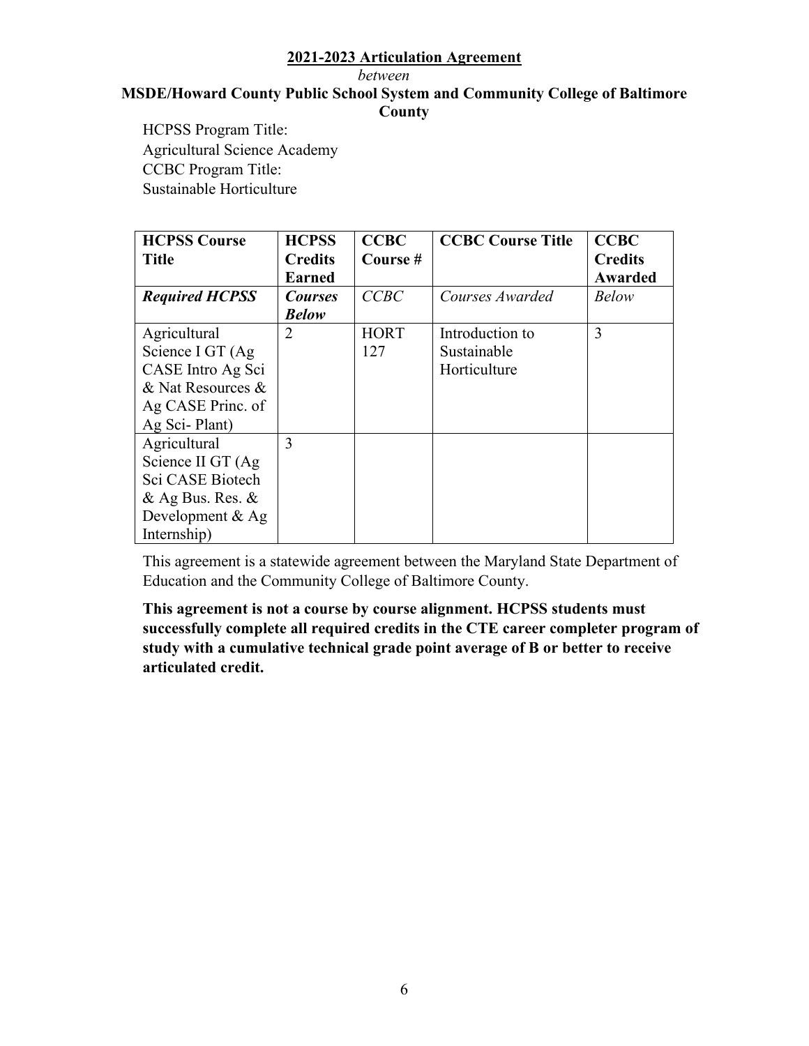**2021-2023 Articulation Agreement**

*between*

**MSDE/Howard County Public School System and Community College of Baltimore County**

HCPSS Program Title:
Agricultural Science Academy
CCBC Program Title:
Sustainable Horticulture

| **HCPSS Course Title** | **HCPSS Credits Earned** | **CCBC Course #** | **CCBC Course Title** | **CCBC Credits Awarded** |
|---|---|---|---|---|
| ***Required HCPSS*** | ***Courses Below*** | *CCBC* | *Courses Awarded* | *Below* |
| Agricultural Science I GT (Ag CASE Intro Ag Sci & Nat Resources & Ag CASE Princ. of Ag Sci- Plant) | 2 | HORT 127 | Introduction to Sustainable Horticulture | 3 |
| Agricultural Science II GT (Ag Sci CASE Biotech & Ag Bus. Res. & Development & Ag Internship) | 3 | | | |

This agreement is a statewide agreement between the Maryland State Department of Education and the Community College of Baltimore County.

**This agreement is not a course by course alignment. HCPSS students must successfully complete all required credits in the CTE career completer program of study with a cumulative technical grade point average of B or better to receive articulated credit.**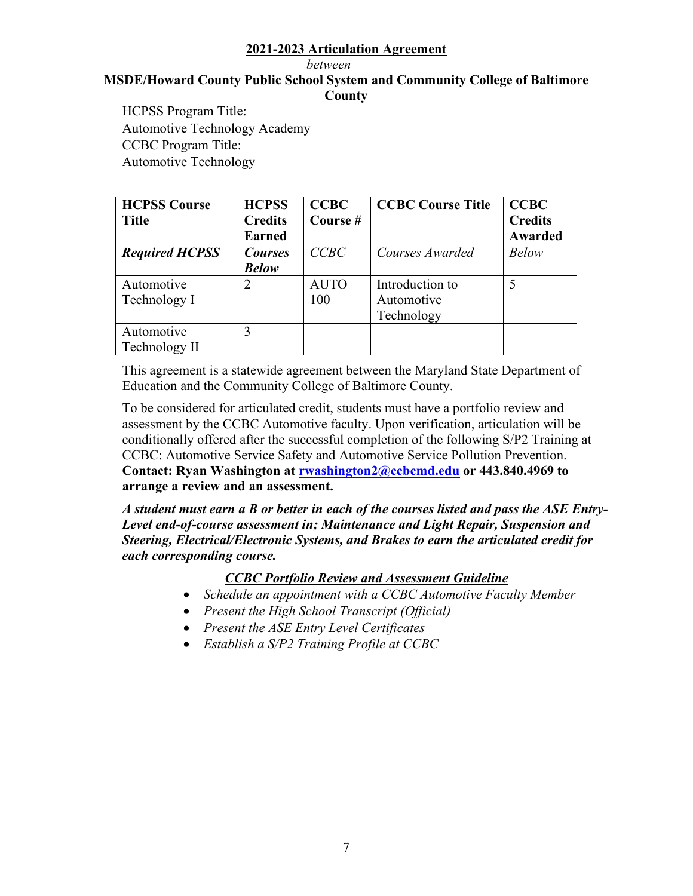**2021-2023 Articulation Agreement**

*between*

**MSDE/Howard County Public School System and Community College of Baltimore County**

HCPSS Program Title:
Automotive Technology Academy
CCBC Program Title:
Automotive Technology

| HCPSS Course Title | HCPSS Credits Earned | CCBC Course # | CCBC Course Title | CCBC Credits Awarded |
|---|---|---|---|---|
| ***Required HCPSS*** | ***Courses Below*** | *CCBC* | *Courses Awarded* | *Below* |
| Automotive Technology I | 2 | AUTO 100 | Introduction to Automotive Technology | 5 |
| Automotive Technology II | 3 | | | |

This agreement is a statewide agreement between the Maryland State Department of Education and the Community College of Baltimore County.

To be considered for articulated credit, students must have a portfolio review and assessment by the CCBC Automotive faculty. Upon verification, articulation will be conditionally offered after the successful completion of the following S/P2 Training at CCBC: Automotive Service Safety and Automotive Service Pollution Prevention. **Contact: Ryan Washington at rwashington2@ccbcmd.edu or 443.840.4969 to arrange a review and an assessment.**

***A student must earn a B or better in each of the courses listed and pass the ASE Entry-Level end-of-course assessment in; Maintenance and Light Repair, Suspension and Steering, Electrical/Electronic Systems, and Brakes to earn the articulated credit for each corresponding course.***

***CCBC Portfolio Review and Assessment Guideline***

- *Schedule an appointment with a CCBC Automotive Faculty Member*
- *Present the High School Transcript (Official)*
- *Present the ASE Entry Level Certificates*
- *Establish a S/P2 Training Profile at CCBC*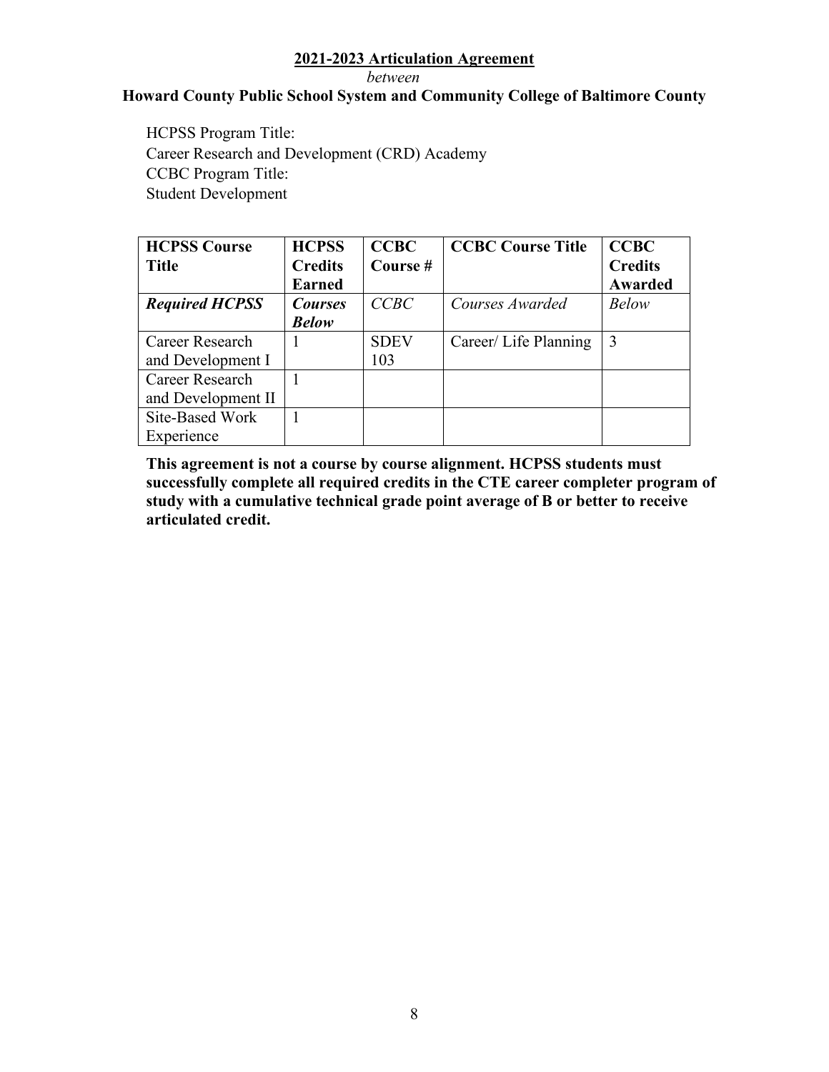**<u>2021-2023 Articulation Agreement</u>**

*between*

**Howard County Public School System and Community College of Baltimore County**

HCPSS Program Title:
Career Research and Development (CRD) Academy
CCBC Program Title:
Student Development

| HCPSS Course Title | HCPSS Credits Earned | CCBC Course # | CCBC Course Title | CCBC Credits Awarded |
|---|---|---|---|---|
| ***Required HCPSS*** | ***Courses Below*** | *CCBC* | *Courses Awarded* | *Below* |
| Career Research and Development I | 1 | SDEV 103 | Career/ Life Planning | 3 |
| Career Research and Development II | 1 | | | |
| Site-Based Work Experience | 1 | | | |

**This agreement is not a course by course alignment. HCPSS students must successfully complete all required credits in the CTE career completer program of study with a cumulative technical grade point average of B or better to receive articulated credit.**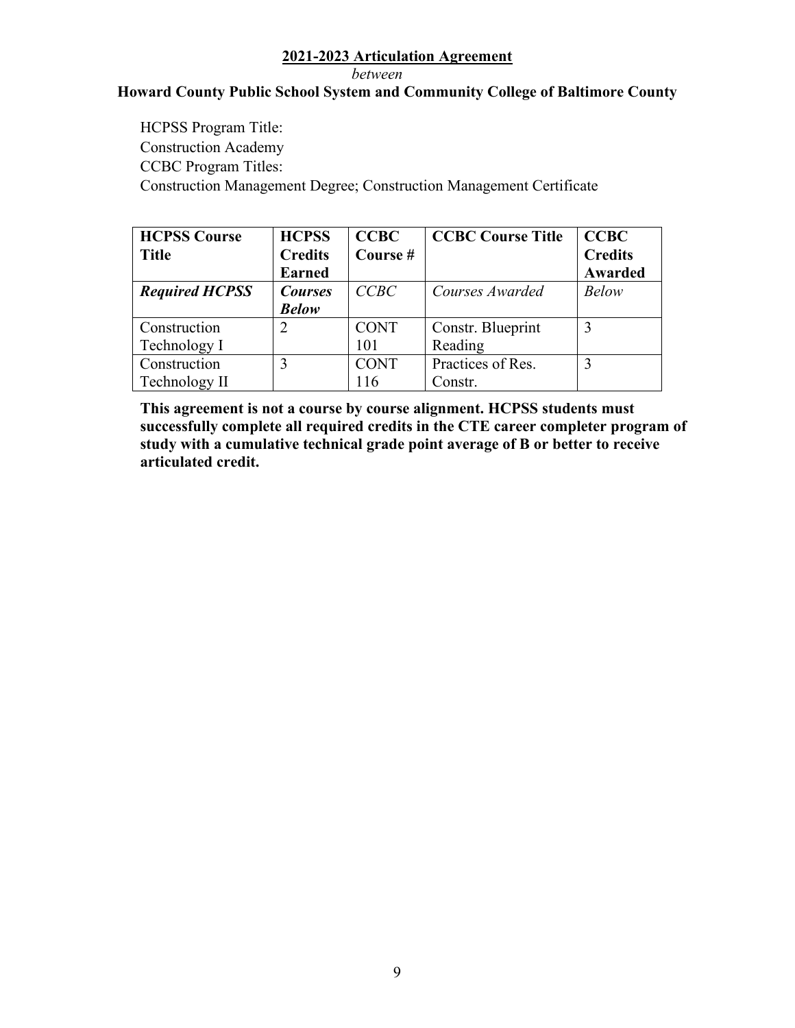**2021-2023 Articulation Agreement**

*between*

**Howard County Public School System and Community College of Baltimore County**

HCPSS Program Title:

Construction Academy

CCBC Program Titles:

Construction Management Degree; Construction Management Certificate

| **HCPSS Course Title** | **HCPSS Credits Earned** | **CCBC Course #** | **CCBC Course Title** | **CCBC Credits Awarded** |
|---|---|---|---|---|
| ***Required HCPSS*** | ***Courses Below*** | *CCBC* | *Courses Awarded* | *Below* |
| Construction Technology I | 2 | CONT 101 | Constr. Blueprint Reading | 3 |
| Construction Technology II | 3 | CONT 116 | Practices of Res. Constr. | 3 |

**This agreement is not a course by course alignment. HCPSS students must successfully complete all required credits in the CTE career completer program of study with a cumulative technical grade point average of B or better to receive articulated credit.**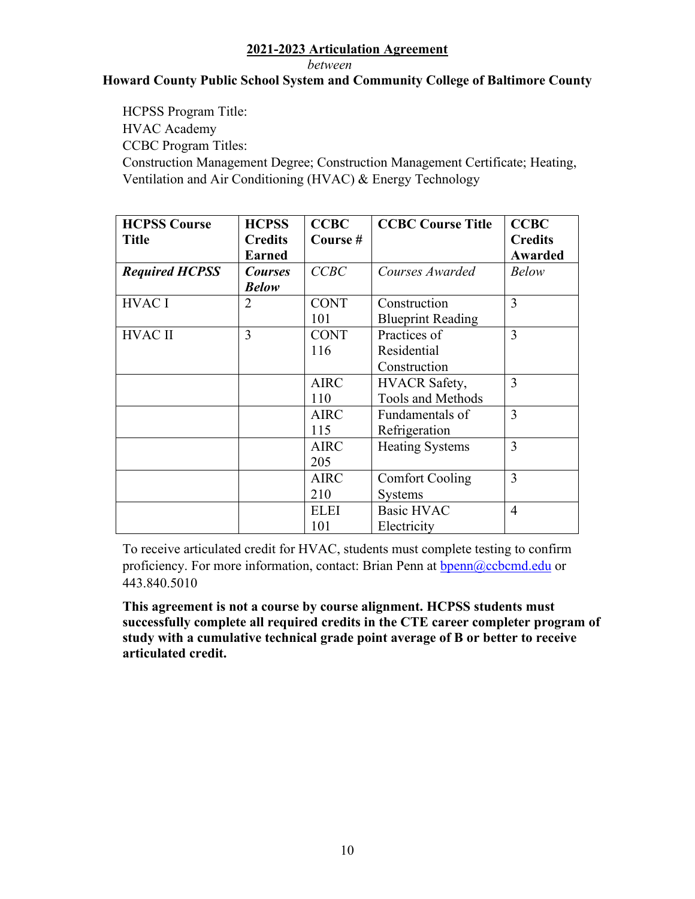## 2021-2023 Articulation Agreement

*between*

**Howard County Public School System and Community College of Baltimore County**

HCPSS Program Title:
HVAC Academy
CCBC Program Titles:
Construction Management Degree; Construction Management Certificate; Heating, Ventilation and Air Conditioning (HVAC) & Energy Technology

| HCPSS Course Title | HCPSS Credits Earned | CCBC Course # | CCBC Course Title | CCBC Credits Awarded |
|---|---|---|---|---|
| ***Required HCPSS*** | ***Courses Below*** | *CCBC* | *Courses Awarded* | *Below* |
| HVAC I | 2 | CONT 101 | Construction Blueprint Reading | 3 |
| HVAC II | 3 | CONT 116 | Practices of Residential Construction | 3 |
| | | AIRC 110 | HVACR Safety, Tools and Methods | 3 |
| | | AIRC 115 | Fundamentals of Refrigeration | 3 |
| | | AIRC 205 | Heating Systems | 3 |
| | | AIRC 210 | Comfort Cooling Systems | 3 |
| | | ELEI 101 | Basic HVAC Electricity | 4 |

To receive articulated credit for HVAC, students must complete testing to confirm proficiency. For more information, contact: Brian Penn at bpenn@ccbcmd.edu or 443.840.5010

**This agreement is not a course by course alignment. HCPSS students must successfully complete all required credits in the CTE career completer program of study with a cumulative technical grade point average of B or better to receive articulated credit.**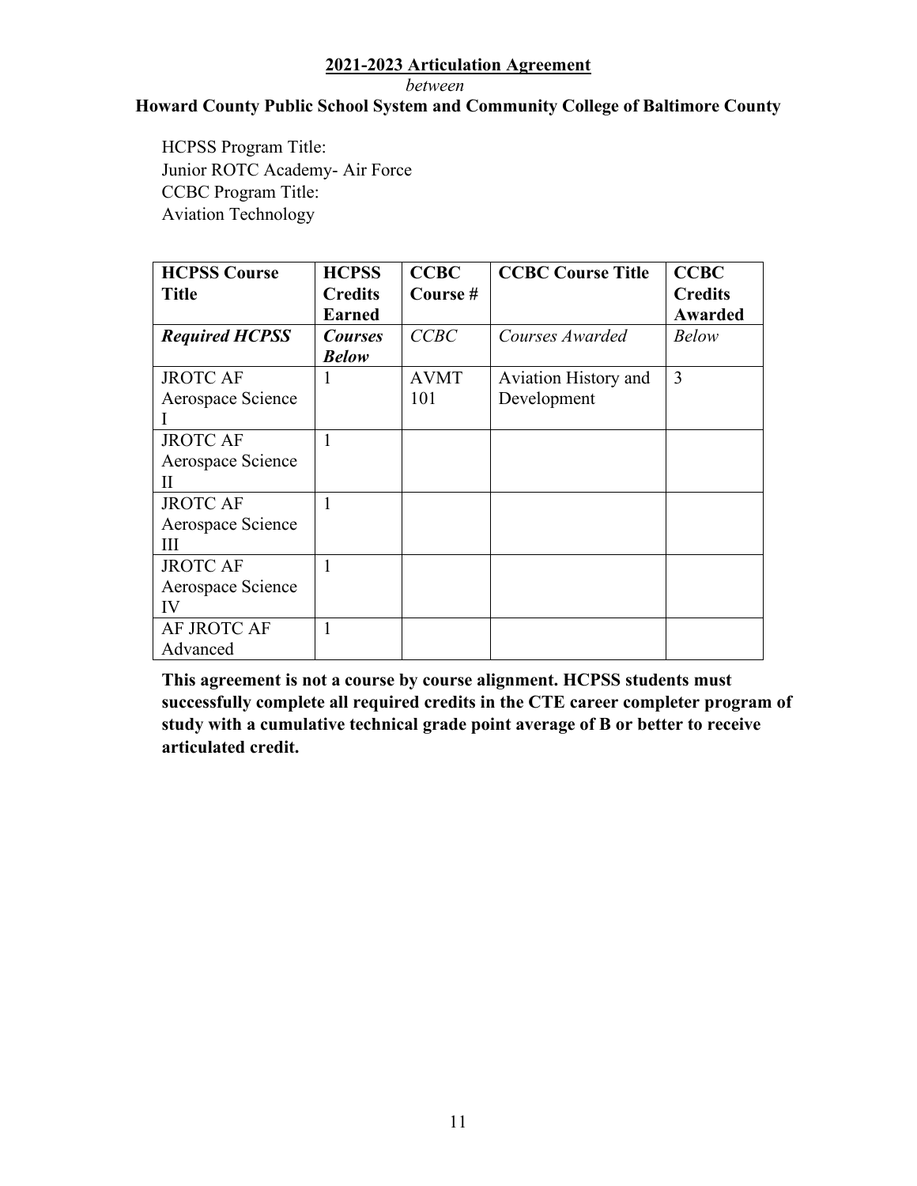**2021-2023 Articulation Agreement**

*between*

**Howard County Public School System and Community College of Baltimore County**

HCPSS Program Title:
Junior ROTC Academy- Air Force
CCBC Program Title:
Aviation Technology

| HCPSS Course Title | HCPSS Credits Earned | CCBC Course # | CCBC Course Title | CCBC Credits Awarded |
|---|---|---|---|---|
| ***Required HCPSS*** | ***Courses Below*** | *CCBC* | *Courses Awarded* | *Below* |
| JROTC AF Aerospace Science I | 1 | AVMT 101 | Aviation History and Development | 3 |
| JROTC AF Aerospace Science II | 1 | | | |
| JROTC AF Aerospace Science III | 1 | | | |
| JROTC AF Aerospace Science IV | 1 | | | |
| AF JROTC AF Advanced | 1 | | | |

**This agreement is not a course by course alignment. HCPSS students must successfully complete all required credits in the CTE career completer program of study with a cumulative technical grade point average of B or better to receive articulated credit.**